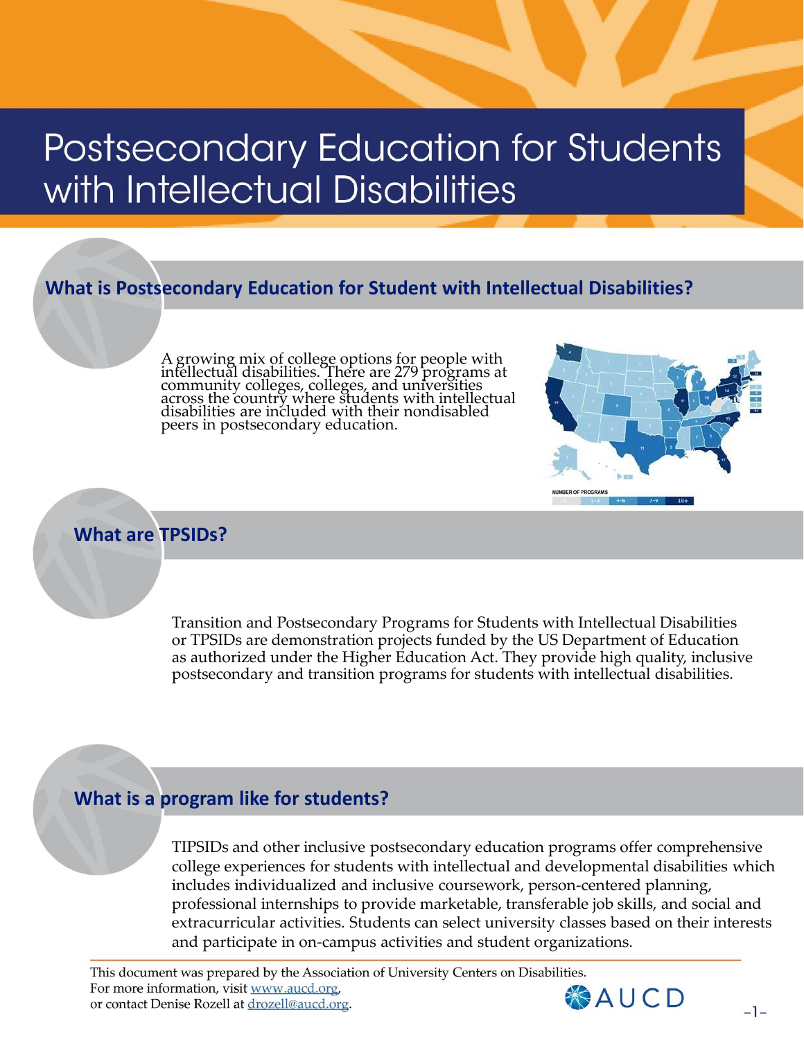# Postsecondary Education for Students with Intellectual Disabilities

## What is Postsecondary Education for Student with Intellectual Disabilities?

A growing mix of college options for people with intellectual disabilities. There are 279 programs at community colleges, colleges, and universities across the country where students with intellectual disabilities are included with their nondisabled peers in postsecondary education.

NUMBER OF PROGRAMS: 0 | 1–3 | 4–6 | 7–9 | 10+

## What are TPSIDs?

Transition and Postsecondary Programs for Students with Intellectual Disabilities or TPSIDs are demonstration projects funded by the US Department of Education as authorized under the Higher Education Act. They provide high quality, inclusive postsecondary and transition programs for students with intellectual disabilities.

## What is a program like for students?

TIPSIDs and other inclusive postsecondary education programs offer comprehensive college experiences for students with intellectual and developmental disabilities which includes individualized and inclusive coursework, person-centered planning, professional internships to provide marketable, transferable job skills, and social and extracurricular activities. Students can select university classes based on their interests and participate in on-campus activities and student organizations.

This document was prepared by the Association of University Centers on Disabilities. For more information, visit www.aucd.org, or contact Denise Rozell at drozell@aucd.org.

AUCD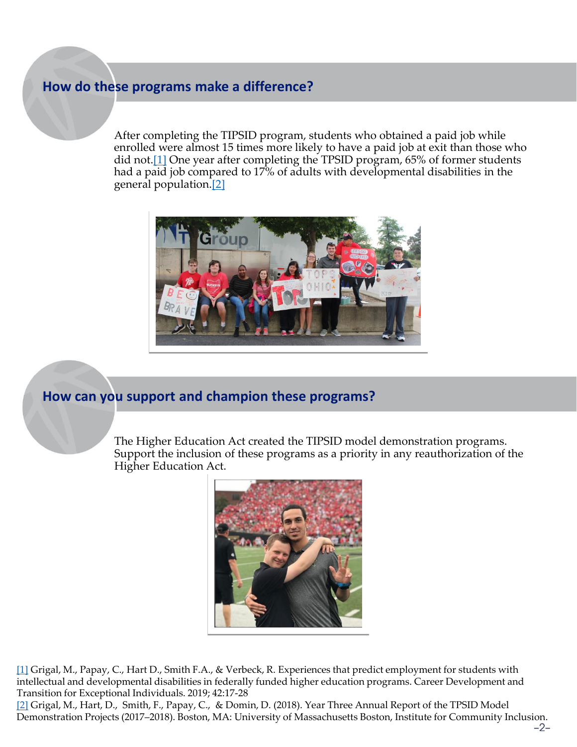## How do these programs make a difference?

After completing the TIPSID program, students who obtained a paid job while enrolled were almost 15 times more likely to have a paid job at exit than those who did not.[1] One year after completing the TPSID program, 65% of former students had a paid job compared to 17% of adults with developmental disabilities in the general population.[2]

## How can you support and champion these programs?

The Higher Education Act created the TIPSID model demonstration programs. Support the inclusion of these programs as a priority in any reauthorization of the Higher Education Act.

[1] Grigal, M., Papay, C., Hart D., Smith F.A., & Verbeck, R. Experiences that predict employment for students with intellectual and developmental disabilities in federally funded higher education programs. Career Development and Transition for Exceptional Individuals. 2019; 42:17-28

[2] Grigal, M., Hart, D., Smith, F., Papay, C., & Domin, D. (2018). Year Three Annual Report of the TPSID Model Demonstration Projects (2017–2018). Boston, MA: University of Massachusetts Boston, Institute for Community Inclusion.